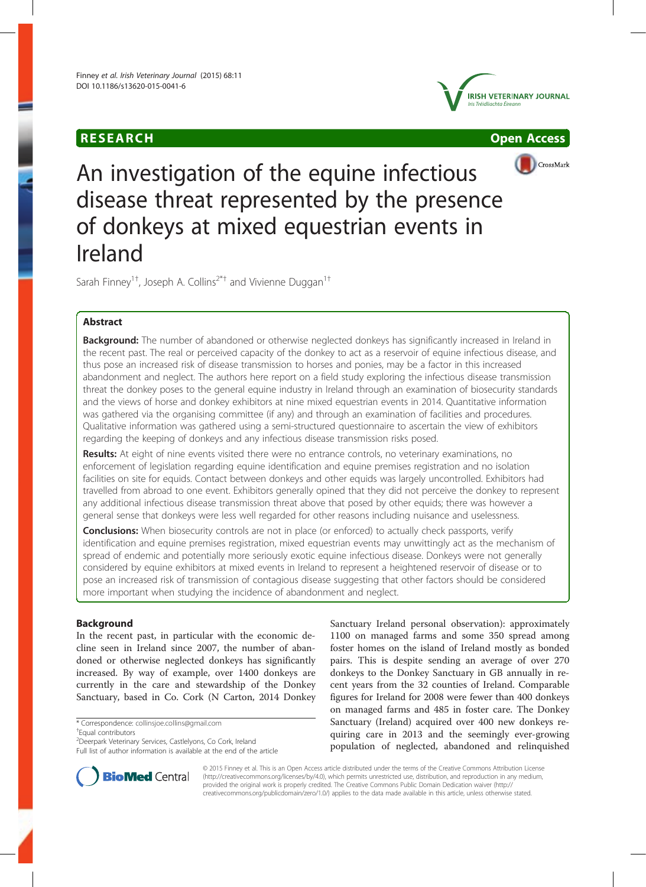RESEARCH

Open Access

# An investigation of the equine infectious disease threat represented by the presence of donkeys at mixed equestrian events in Ireland

Sarah Finney[1†], Joseph A. Collins[2*†] and Vivienne Duggan[1†]

## Abstract

**Background:** The number of abandoned or otherwise neglected donkeys has significantly increased in Ireland in the recent past. The real or perceived capacity of the donkey to act as a reservoir of equine infectious disease, and thus pose an increased risk of disease transmission to horses and ponies, may be a factor in this increased abandonment and neglect. The authors here report on a field study exploring the infectious disease transmission threat the donkey poses to the general equine industry in Ireland through an examination of biosecurity standards and the views of horse and donkey exhibitors at nine mixed equestrian events in 2014. Quantitative information was gathered via the organising committee (if any) and through an examination of facilities and procedures. Qualitative information was gathered using a semi-structured questionnaire to ascertain the view of exhibitors regarding the keeping of donkeys and any infectious disease transmission risks posed.

**Results:** At eight of nine events visited there were no entrance controls, no veterinary examinations, no enforcement of legislation regarding equine identification and equine premises registration and no isolation facilities on site for equids. Contact between donkeys and other equids was largely uncontrolled. Exhibitors had travelled from abroad to one event. Exhibitors generally opined that they did not perceive the donkey to represent any additional infectious disease transmission threat above that posed by other equids; there was however a general sense that donkeys were less well regarded for other reasons including nuisance and uselessness.

**Conclusions:** When biosecurity controls are not in place (or enforced) to actually check passports, verify identification and equine premises registration, mixed equestrian events may unwittingly act as the mechanism of spread of endemic and potentially more seriously exotic equine infectious disease. Donkeys were not generally considered by equine exhibitors at mixed events in Ireland to represent a heightened reservoir of disease or to pose an increased risk of transmission of contagious disease suggesting that other factors should be considered more important when studying the incidence of abandonment and neglect.

## Background

In the recent past, in particular with the economic decline seen in Ireland since 2007, the number of abandoned or otherwise neglected donkeys has significantly increased. By way of example, over 1400 donkeys are currently in the care and stewardship of the Donkey Sanctuary, based in Co. Cork (N Carton, 2014 Donkey Sanctuary Ireland personal observation): approximately 1100 on managed farms and some 350 spread among foster homes on the island of Ireland mostly as bonded pairs. This is despite sending an average of over 270 donkeys to the Donkey Sanctuary in GB annually in recent years from the 32 counties of Ireland. Comparable figures for Ireland for 2008 were fewer than 400 donkeys on managed farms and 485 in foster care. The Donkey Sanctuary (Ireland) acquired over 400 new donkeys requiring care in 2013 and the seemingly ever-growing population of neglected, abandoned and relinquished

\* Correspondence: collinsjoe.collins@gmail.com

†Equal contributors

[2]Deerpark Veterinary Services, Castlelyons, Co Cork, Ireland

Full list of author information is available at the end of the article

© 2015 Finney et al. This is an Open Access article distributed under the terms of the Creative Commons Attribution License (http://creativecommons.org/licenses/by/4.0), which permits unrestricted use, distribution, and reproduction in any medium, provided the original work is properly credited. The Creative Commons Public Domain Dedication waiver (http://creativecommons.org/publicdomain/zero/1.0/) applies to the data made available in this article, unless otherwise stated.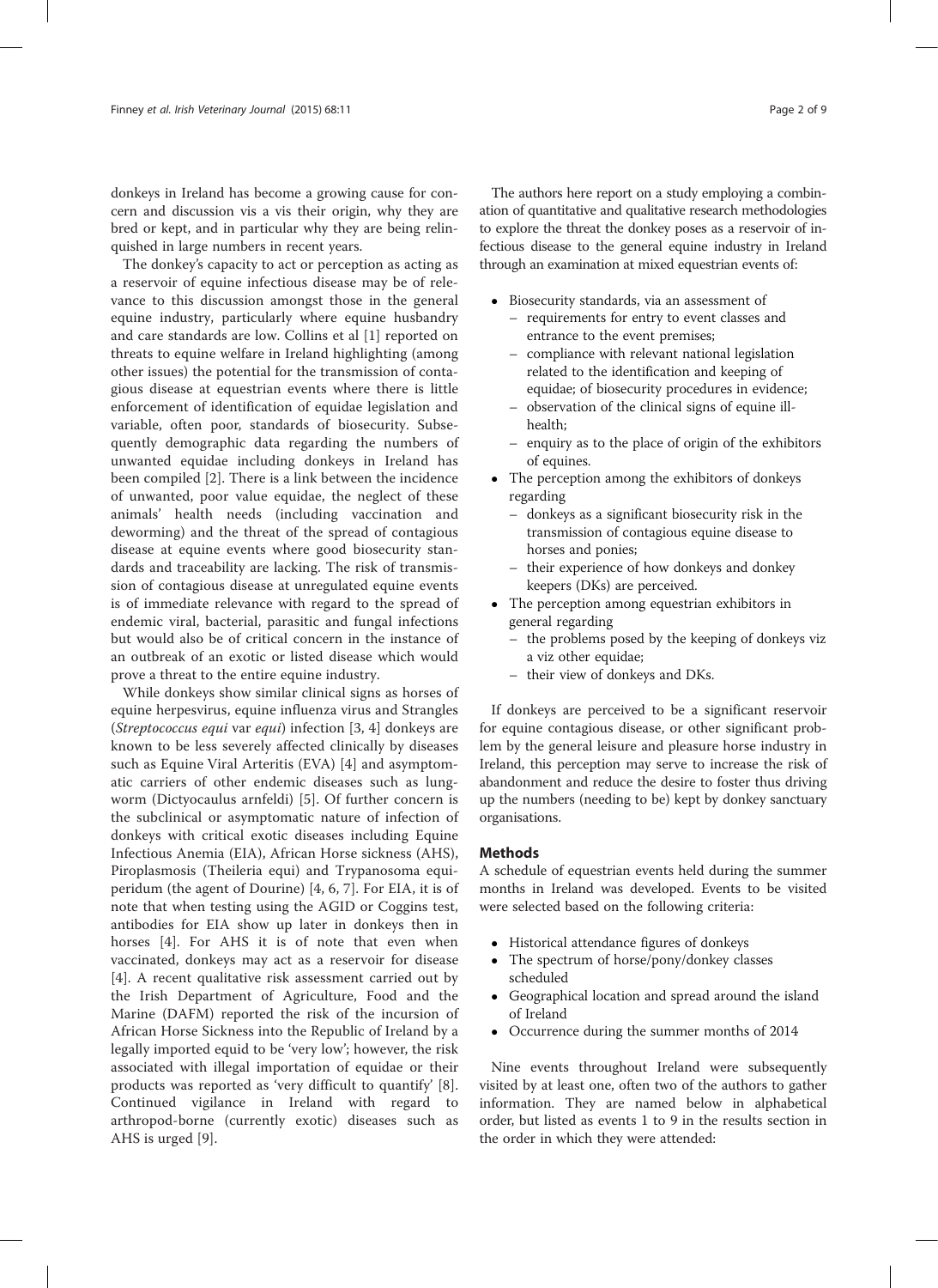donkeys in Ireland has become a growing cause for concern and discussion vis a vis their origin, why they are bred or kept, and in particular why they are being relinquished in large numbers in recent years.

The donkey's capacity to act or perception as acting as a reservoir of equine infectious disease may be of relevance to this discussion amongst those in the general equine industry, particularly where equine husbandry and care standards are low. Collins et al [1] reported on threats to equine welfare in Ireland highlighting (among other issues) the potential for the transmission of contagious disease at equestrian events where there is little enforcement of identification of equidae legislation and variable, often poor, standards of biosecurity. Subsequently demographic data regarding the numbers of unwanted equidae including donkeys in Ireland has been compiled [2]. There is a link between the incidence of unwanted, poor value equidae, the neglect of these animals' health needs (including vaccination and deworming) and the threat of the spread of contagious disease at equine events where good biosecurity standards and traceability are lacking. The risk of transmission of contagious disease at unregulated equine events is of immediate relevance with regard to the spread of endemic viral, bacterial, parasitic and fungal infections but would also be of critical concern in the instance of an outbreak of an exotic or listed disease which would prove a threat to the entire equine industry.

While donkeys show similar clinical signs as horses of equine herpesvirus, equine influenza virus and Strangles (*Streptococcus equi* var *equi*) infection [3, 4] donkeys are known to be less severely affected clinically by diseases such as Equine Viral Arteritis (EVA) [4] and asymptomatic carriers of other endemic diseases such as lungworm (Dictyocaulus arnfeldi) [5]. Of further concern is the subclinical or asymptomatic nature of infection of donkeys with critical exotic diseases including Equine Infectious Anemia (EIA), African Horse sickness (AHS), Piroplasmosis (Theileria equi) and Trypanosoma equiperidum (the agent of Dourine) [4, 6, 7]. For EIA, it is of note that when testing using the AGID or Coggins test, antibodies for EIA show up later in donkeys then in horses [4]. For AHS it is of note that even when vaccinated, donkeys may act as a reservoir for disease [4]. A recent qualitative risk assessment carried out by the Irish Department of Agriculture, Food and the Marine (DAFM) reported the risk of the incursion of African Horse Sickness into the Republic of Ireland by a legally imported equid to be 'very low'; however, the risk associated with illegal importation of equidae or their products was reported as 'very difficult to quantify' [8]. Continued vigilance in Ireland with regard to arthropod-borne (currently exotic) diseases such as AHS is urged [9].

The authors here report on a study employing a combination of quantitative and qualitative research methodologies to explore the threat the donkey poses as a reservoir of infectious disease to the general equine industry in Ireland through an examination at mixed equestrian events of:

- Biosecurity standards, via an assessment of
  - requirements for entry to event classes and entrance to the event premises;
  - compliance with relevant national legislation related to the identification and keeping of equidae; of biosecurity procedures in evidence;
  - observation of the clinical signs of equine ill-health;
  - enquiry as to the place of origin of the exhibitors of equines.
- The perception among the exhibitors of donkeys regarding
  - donkeys as a significant biosecurity risk in the transmission of contagious equine disease to horses and ponies;
  - their experience of how donkeys and donkey keepers (DKs) are perceived.
- The perception among equestrian exhibitors in general regarding
  - the problems posed by the keeping of donkeys viz a viz other equidae;
  - their view of donkeys and DKs.

If donkeys are perceived to be a significant reservoir for equine contagious disease, or other significant problem by the general leisure and pleasure horse industry in Ireland, this perception may serve to increase the risk of abandonment and reduce the desire to foster thus driving up the numbers (needing to be) kept by donkey sanctuary organisations.

## Methods

A schedule of equestrian events held during the summer months in Ireland was developed. Events to be visited were selected based on the following criteria:

- Historical attendance figures of donkeys
- The spectrum of horse/pony/donkey classes scheduled
- Geographical location and spread around the island of Ireland
- Occurrence during the summer months of 2014

Nine events throughout Ireland were subsequently visited by at least one, often two of the authors to gather information. They are named below in alphabetical order, but listed as events 1 to 9 in the results section in the order in which they were attended: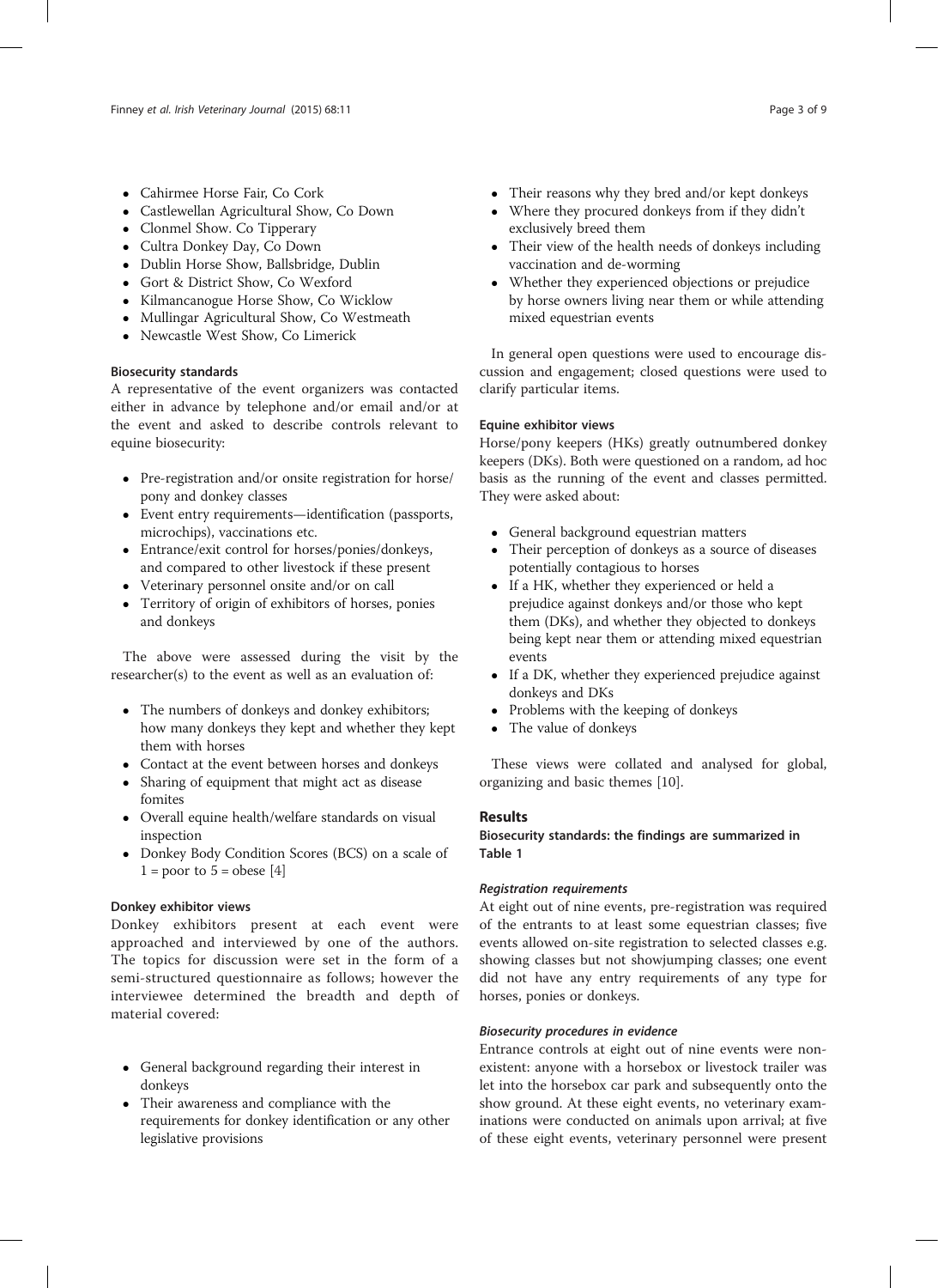- Cahirmee Horse Fair, Co Cork
- Castlewellan Agricultural Show, Co Down
- Clonmel Show. Co Tipperary
- Cultra Donkey Day, Co Down
- Dublin Horse Show, Ballsbridge, Dublin
- Gort & District Show, Co Wexford
- Kilmancanogue Horse Show, Co Wicklow
- Mullingar Agricultural Show, Co Westmeath
- Newcastle West Show, Co Limerick

#### Biosecurity standards

A representative of the event organizers was contacted either in advance by telephone and/or email and/or at the event and asked to describe controls relevant to equine biosecurity:

- Pre-registration and/or onsite registration for horse/pony and donkey classes
- Event entry requirements—identification (passports, microchips), vaccinations etc.
- Entrance/exit control for horses/ponies/donkeys, and compared to other livestock if these present
- Veterinary personnel onsite and/or on call
- Territory of origin of exhibitors of horses, ponies and donkeys

The above were assessed during the visit by the researcher(s) to the event as well as an evaluation of:

- The numbers of donkeys and donkey exhibitors; how many donkeys they kept and whether they kept them with horses
- Contact at the event between horses and donkeys
- Sharing of equipment that might act as disease fomites
- Overall equine health/welfare standards on visual inspection
- Donkey Body Condition Scores (BCS) on a scale of 1 = poor to 5 = obese [4]

#### Donkey exhibitor views

Donkey exhibitors present at each event were approached and interviewed by one of the authors. The topics for discussion were set in the form of a semi-structured questionnaire as follows; however the interviewee determined the breadth and depth of material covered:

- General background regarding their interest in donkeys
- Their awareness and compliance with the requirements for donkey identification or any other legislative provisions
- Their reasons why they bred and/or kept donkeys
- Where they procured donkeys from if they didn't exclusively breed them
- Their view of the health needs of donkeys including vaccination and de-worming
- Whether they experienced objections or prejudice by horse owners living near them or while attending mixed equestrian events

In general open questions were used to encourage discussion and engagement; closed questions were used to clarify particular items.

#### Equine exhibitor views

Horse/pony keepers (HKs) greatly outnumbered donkey keepers (DKs). Both were questioned on a random, ad hoc basis as the running of the event and classes permitted. They were asked about:

- General background equestrian matters
- Their perception of donkeys as a source of diseases potentially contagious to horses
- If a HK, whether they experienced or held a prejudice against donkeys and/or those who kept them (DKs), and whether they objected to donkeys being kept near them or attending mixed equestrian events
- If a DK, whether they experienced prejudice against donkeys and DKs
- Problems with the keeping of donkeys
- The value of donkeys

These views were collated and analysed for global, organizing and basic themes [10].

## Results

#### Biosecurity standards: the findings are summarized in Table 1

##### *Registration requirements*

At eight out of nine events, pre-registration was required of the entrants to at least some equestrian classes; five events allowed on-site registration to selected classes e.g. showing classes but not showjumping classes; one event did not have any entry requirements of any type for horses, ponies or donkeys.

##### *Biosecurity procedures in evidence*

Entrance controls at eight out of nine events were non-existent: anyone with a horsebox or livestock trailer was let into the horsebox car park and subsequently onto the show ground. At these eight events, no veterinary examinations were conducted on animals upon arrival; at five of these eight events, veterinary personnel were present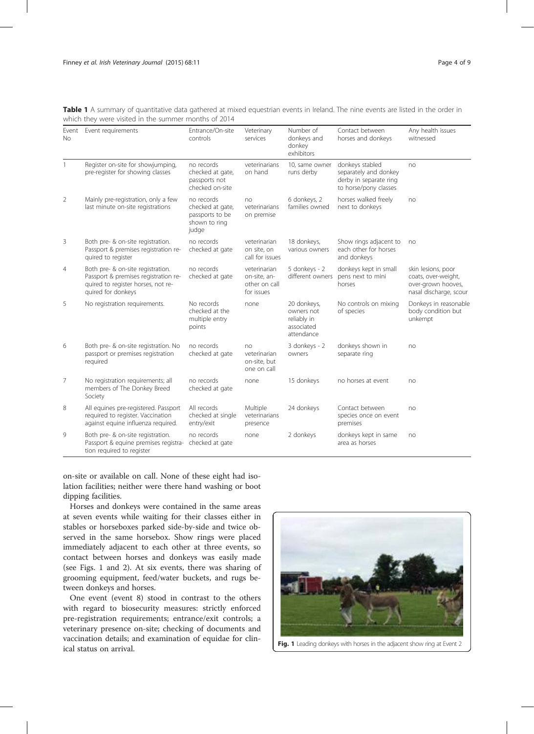**Table 1** A summary of quantitative data gathered at mixed equestrian events in Ireland. The nine events are listed in the order in which they were visited in the summer months of 2014

| Event No | Event requirements | Entrance/On-site controls | Veterinary services | Number of donkeys and donkey exhibitors | Contact between horses and donkeys | Any health issues witnessed |
|---|---|---|---|---|---|---|
| 1 | Register on-site for showjumping, pre-register for showing classes | no records checked at gate, passports not checked on-site | veterinarians on hand | 10, same owner runs derby | donkeys stabled separately and donkey derby in separate ring to horse/pony classes | no |
| 2 | Mainly pre-registration, only a few last minute on-site registrations | no records checked at gate, passports to be shown to ring judge | no veterinarians on premise | 6 donkeys, 2 families owned | horses walked freely next to donkeys | no |
| 3 | Both pre- & on-site registration. Passport & premises registration required to register | no records checked at gate | veterinarian on site, on call for issues | 18 donkeys, various owners | Show rings adjacent to each other for horses and donkeys | no |
| 4 | Both pre- & on-site registration. Passport & premises registration required to register horses, not required for donkeys | no records checked at gate | veterinarian on-site, another on call for issues | 5 donkeys - 2 different owners | donkeys kept in small pens next to mini horses | skin lesions, poor coats, over-weight, over-grown hooves, nasal discharge, scour |
| 5 | No registration requirements. | No records checked at the multiple entry points | none | 20 donkeys, owners not reliably in associated attendance | No controls on mixing of species | Donkeys in reasonable body condition but unkempt |
| 6 | Both pre- & on-site registration. No passport or premises registration required | no records checked at gate | no veterinarian on-site, but one on call | 3 donkeys - 2 owners | donkeys shown in separate ring | no |
| 7 | No registration requirements; all members of The Donkey Breed Society | no records checked at gate | none | 15 donkeys | no horses at event | no |
| 8 | All equines pre-registered. Passport required to register. Vaccination against equine influenza required. | All records checked at single entry/exit | Multiple veterinarians presence | 24 donkeys | Contact between species once on event premises | no |
| 9 | Both pre- & on-site registration. Passport & equine premises registration required to register | no records checked at gate | none | 2 donkeys | donkeys kept in same area as horses | no |

on-site or available on call. None of these eight had isolation facilities; neither were there hand washing or boot dipping facilities.

Horses and donkeys were contained in the same areas at seven events while waiting for their classes either in stables or horseboxes parked side-by-side and twice observed in the same horsebox. Show rings were placed immediately adjacent to each other at three events, so contact between horses and donkeys was easily made (see Figs. 1 and 2). At six events, there was sharing of grooming equipment, feed/water buckets, and rugs between donkeys and horses.

One event (event 8) stood in contrast to the others with regard to biosecurity measures: strictly enforced pre-registration requirements; entrance/exit controls; a veterinary presence on-site; checking of documents and vaccination details; and examination of equidae for clinical status on arrival.

**Fig. 1** Leading donkeys with horses in the adjacent show ring at Event 2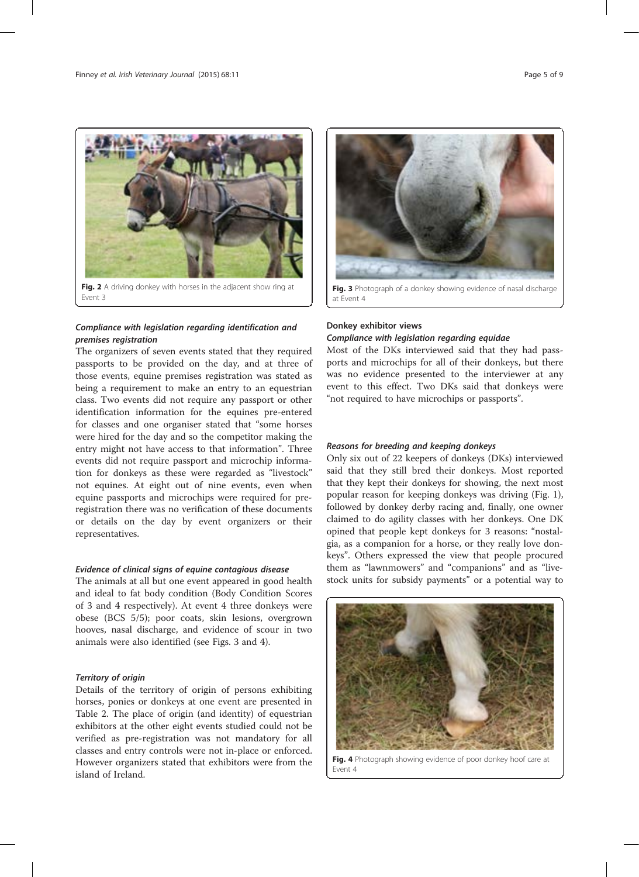Fig. 2 A driving donkey with horses in the adjacent show ring at Event 3

Fig. 3 Photograph of a donkey showing evidence of nasal discharge at Event 4

### *Compliance with legislation regarding identification and premises registration*

The organizers of seven events stated that they required passports to be provided on the day, and at three of those events, equine premises registration was stated as being a requirement to make an entry to an equestrian class. Two events did not require any passport or other identification information for the equines pre-entered for classes and one organiser stated that "some horses were hired for the day and so the competitor making the entry might not have access to that information". Three events did not require passport and microchip information for donkeys as these were regarded as "livestock" not equines. At eight out of nine events, even when equine passports and microchips were required for pre-registration there was no verification of these documents or details on the day by event organizers or their representatives.

### *Evidence of clinical signs of equine contagious disease*

The animals at all but one event appeared in good health and ideal to fat body condition (Body Condition Scores of 3 and 4 respectively). At event 4 three donkeys were obese (BCS 5/5); poor coats, skin lesions, overgrown hooves, nasal discharge, and evidence of scour in two animals were also identified (see Figs. 3 and 4).

### *Territory of origin*

Details of the territory of origin of persons exhibiting horses, ponies or donkeys at one event are presented in Table 2. The place of origin (and identity) of equestrian exhibitors at the other eight events studied could not be verified as pre-registration was not mandatory for all classes and entry controls were not in-place or enforced. However organizers stated that exhibitors were from the island of Ireland.

## Donkey exhibitor views

### *Compliance with legislation regarding equidae*

Most of the DKs interviewed said that they had passports and microchips for all of their donkeys, but there was no evidence presented to the interviewer at any event to this effect. Two DKs said that donkeys were "not required to have microchips or passports".

### *Reasons for breeding and keeping donkeys*

Only six out of 22 keepers of donkeys (DKs) interviewed said that they still bred their donkeys. Most reported that they kept their donkeys for showing, the next most popular reason for keeping donkeys was driving (Fig. 1), followed by donkey derby racing and, finally, one owner claimed to do agility classes with her donkeys. One DK opined that people kept donkeys for 3 reasons: "nostalgia, as a companion for a horse, or they really love donkeys". Others expressed the view that people procured them as "lawnmowers" and "companions" and as "livestock units for subsidy payments" or a potential way to

Fig. 4 Photograph showing evidence of poor donkey hoof care at Event 4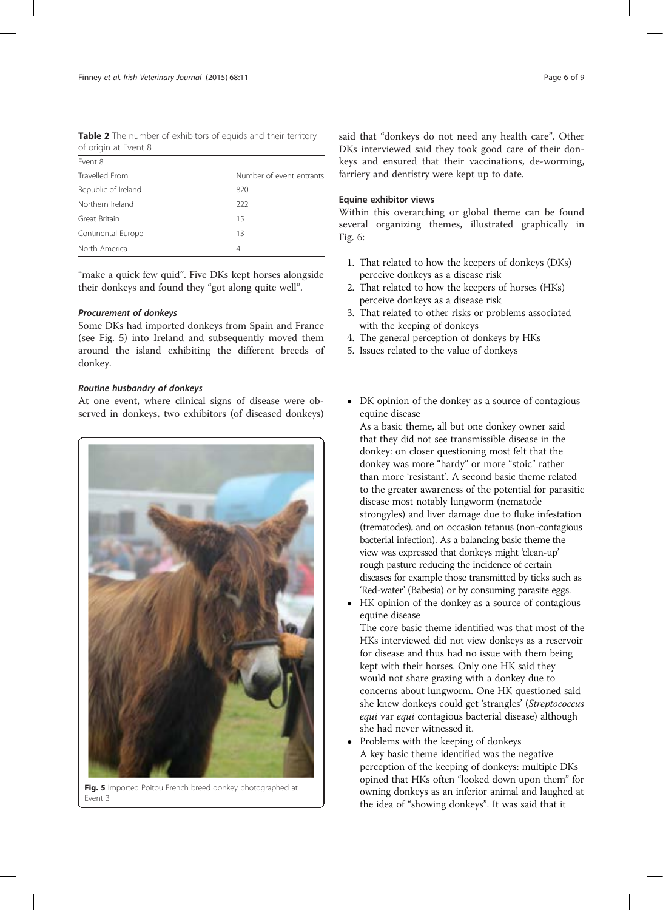**Table 2** The number of exhibitors of equids and their territory of origin at Event 8

| Event 8 | |
|---|---|
| Travelled From: | Number of event entrants |
| Republic of Ireland | 820 |
| Northern Ireland | 222 |
| Great Britain | 15 |
| Continental Europe | 13 |
| North America | 4 |

"make a quick few quid". Five DKs kept horses alongside their donkeys and found they "got along quite well".

#### *Procurement of donkeys*

Some DKs had imported donkeys from Spain and France (see Fig. 5) into Ireland and subsequently moved them around the island exhibiting the different breeds of donkey.

#### *Routine husbandry of donkeys*

At one event, where clinical signs of disease were observed in donkeys, two exhibitors (of diseased donkeys) said that "donkeys do not need any health care". Other DKs interviewed said they took good care of their donkeys and ensured that their vaccinations, de-worming, farriery and dentistry were kept up to date.

**Fig. 5** Imported Poitou French breed donkey photographed at Event 3

### Equine exhibitor views

Within this overarching or global theme can be found several organizing themes, illustrated graphically in Fig. 6:

1. That related to how the keepers of donkeys (DKs) perceive donkeys as a disease risk
2. That related to how the keepers of horses (HKs) perceive donkeys as a disease risk
3. That related to other risks or problems associated with the keeping of donkeys
4. The general perception of donkeys by HKs
5. Issues related to the value of donkeys

- DK opinion of the donkey as a source of contagious equine disease

  As a basic theme, all but one donkey owner said that they did not see transmissible disease in the donkey: on closer questioning most felt that the donkey was more "hardy" or more "stoic" rather than more 'resistant'. A second basic theme related to the greater awareness of the potential for parasitic disease most notably lungworm (nematode strongyles) and liver damage due to fluke infestation (trematodes), and on occasion tetanus (non-contagious bacterial infection). As a balancing basic theme the view was expressed that donkeys might 'clean-up' rough pasture reducing the incidence of certain diseases for example those transmitted by ticks such as 'Red-water' (Babesia) or by consuming parasite eggs.
- HK opinion of the donkey as a source of contagious equine disease

  The core basic theme identified was that most of the HKs interviewed did not view donkeys as a reservoir for disease and thus had no issue with them being kept with their horses. Only one HK said they would not share grazing with a donkey due to concerns about lungworm. One HK questioned said she knew donkeys could get 'strangles' (*Streptococcus equi* var *equi* contagious bacterial disease) although she had never witnessed it.
- Problems with the keeping of donkeys

  A key basic theme identified was the negative perception of the keeping of donkeys: multiple DKs opined that HKs often "looked down upon them" for owning donkeys as an inferior animal and laughed at the idea of "showing donkeys". It was said that it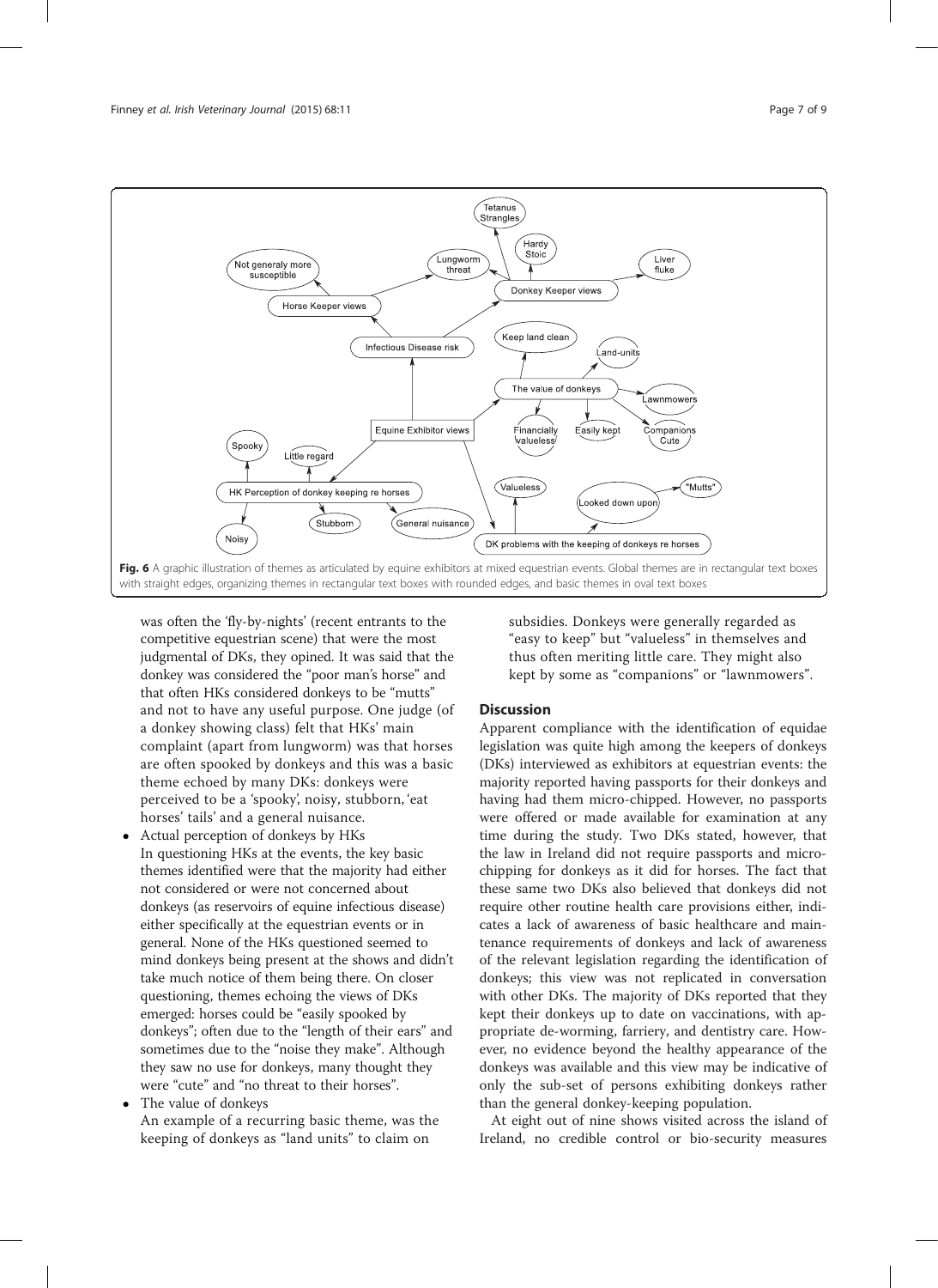Fig. 6 A graphic illustration of themes as articulated by equine exhibitors at mixed equestrian events. Global themes are in rectangular text boxes with straight edges, organizing themes in rectangular text boxes with rounded edges, and basic themes in oval text boxes

was often the 'fly-by-nights' (recent entrants to the competitive equestrian scene) that were the most judgmental of DKs, they opined. It was said that the donkey was considered the "poor man's horse" and that often HKs considered donkeys to be "mutts" and not to have any useful purpose. One judge (of a donkey showing class) felt that HKs' main complaint (apart from lungworm) was that horses are often spooked by donkeys and this was a basic theme echoed by many DKs: donkeys were perceived to be a 'spooky', noisy, stubborn, 'eat horses' tails' and a general nuisance.

- Actual perception of donkeys by HKs
  In questioning HKs at the events, the key basic themes identified were that the majority had either not considered or were not concerned about donkeys (as reservoirs of equine infectious disease) either specifically at the equestrian events or in general. None of the HKs questioned seemed to mind donkeys being present at the shows and didn't take much notice of them being there. On closer questioning, themes echoing the views of DKs emerged: horses could be "easily spooked by donkeys"; often due to the "length of their ears" and sometimes due to the "noise they make". Although they saw no use for donkeys, many thought they were "cute" and "no threat to their horses".
- The value of donkeys
  An example of a recurring basic theme, was the keeping of donkeys as "land units" to claim on subsidies. Donkeys were generally regarded as "easy to keep" but "valueless" in themselves and thus often meriting little care. They might also kept by some as "companions" or "lawnmowers".

## Discussion

Apparent compliance with the identification of equidae legislation was quite high among the keepers of donkeys (DKs) interviewed as exhibitors at equestrian events: the majority reported having passports for their donkeys and having had them micro-chipped. However, no passports were offered or made available for examination at any time during the study. Two DKs stated, however, that the law in Ireland did not require passports and micro-chipping for donkeys as it did for horses. The fact that these same two DKs also believed that donkeys did not require other routine health care provisions either, indicates a lack of awareness of basic healthcare and maintenance requirements of donkeys and lack of awareness of the relevant legislation regarding the identification of donkeys; this view was not replicated in conversation with other DKs. The majority of DKs reported that they kept their donkeys up to date on vaccinations, with appropriate de-worming, farriery, and dentistry care. However, no evidence beyond the healthy appearance of the donkeys was available and this view may be indicative of only the sub-set of persons exhibiting donkeys rather than the general donkey-keeping population.

At eight out of nine shows visited across the island of Ireland, no credible control or bio-security measures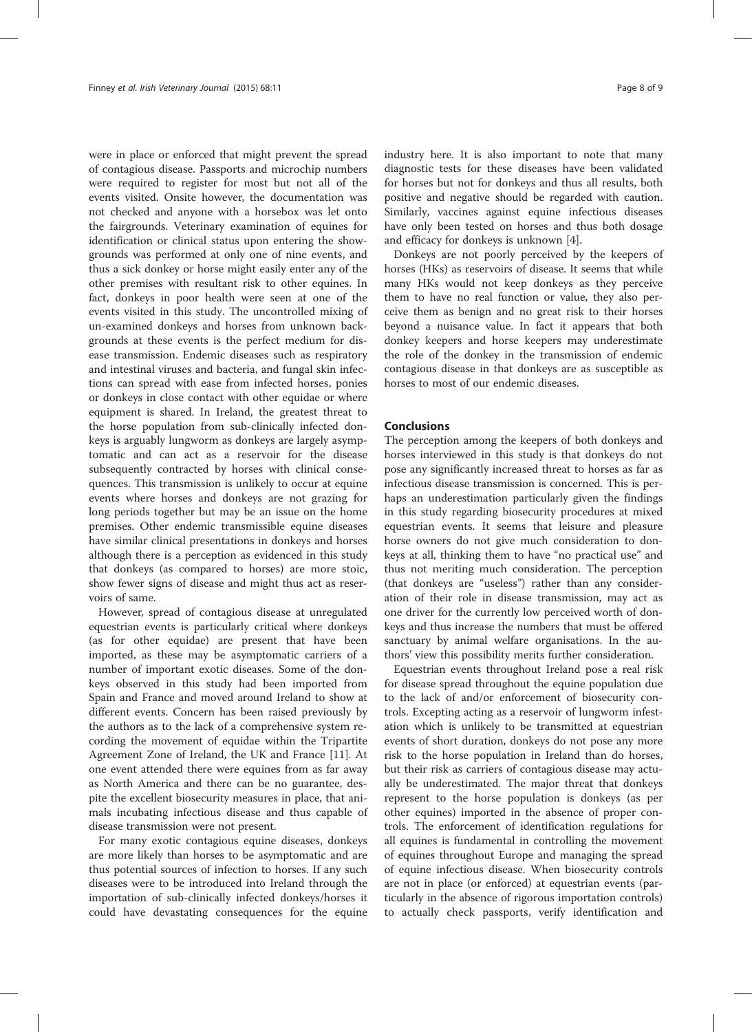were in place or enforced that might prevent the spread of contagious disease. Passports and microchip numbers were required to register for most but not all of the events visited. Onsite however, the documentation was not checked and anyone with a horsebox was let onto the fairgrounds. Veterinary examination of equines for identification or clinical status upon entering the showgrounds was performed at only one of nine events, and thus a sick donkey or horse might easily enter any of the other premises with resultant risk to other equines. In fact, donkeys in poor health were seen at one of the events visited in this study. The uncontrolled mixing of un-examined donkeys and horses from unknown backgrounds at these events is the perfect medium for disease transmission. Endemic diseases such as respiratory and intestinal viruses and bacteria, and fungal skin infections can spread with ease from infected horses, ponies or donkeys in close contact with other equidae or where equipment is shared. In Ireland, the greatest threat to the horse population from sub-clinically infected donkeys is arguably lungworm as donkeys are largely asymptomatic and can act as a reservoir for the disease subsequently contracted by horses with clinical consequences. This transmission is unlikely to occur at equine events where horses and donkeys are not grazing for long periods together but may be an issue on the home premises. Other endemic transmissible equine diseases have similar clinical presentations in donkeys and horses although there is a perception as evidenced in this study that donkeys (as compared to horses) are more stoic, show fewer signs of disease and might thus act as reservoirs of same.

However, spread of contagious disease at unregulated equestrian events is particularly critical where donkeys (as for other equidae) are present that have been imported, as these may be asymptomatic carriers of a number of important exotic diseases. Some of the donkeys observed in this study had been imported from Spain and France and moved around Ireland to show at different events. Concern has been raised previously by the authors as to the lack of a comprehensive system recording the movement of equidae within the Tripartite Agreement Zone of Ireland, the UK and France [11]. At one event attended there were equines from as far away as North America and there can be no guarantee, despite the excellent biosecurity measures in place, that animals incubating infectious disease and thus capable of disease transmission were not present.

For many exotic contagious equine diseases, donkeys are more likely than horses to be asymptomatic and are thus potential sources of infection to horses. If any such diseases were to be introduced into Ireland through the importation of sub-clinically infected donkeys/horses it could have devastating consequences for the equine industry here. It is also important to note that many diagnostic tests for these diseases have been validated for horses but not for donkeys and thus all results, both positive and negative should be regarded with caution. Similarly, vaccines against equine infectious diseases have only been tested on horses and thus both dosage and efficacy for donkeys is unknown [4].

Donkeys are not poorly perceived by the keepers of horses (HKs) as reservoirs of disease. It seems that while many HKs would not keep donkeys as they perceive them to have no real function or value, they also perceive them as benign and no great risk to their horses beyond a nuisance value. In fact it appears that both donkey keepers and horse keepers may underestimate the role of the donkey in the transmission of endemic contagious disease in that donkeys are as susceptible as horses to most of our endemic diseases.

## Conclusions

The perception among the keepers of both donkeys and horses interviewed in this study is that donkeys do not pose any significantly increased threat to horses as far as infectious disease transmission is concerned. This is perhaps an underestimation particularly given the findings in this study regarding biosecurity procedures at mixed equestrian events. It seems that leisure and pleasure horse owners do not give much consideration to donkeys at all, thinking them to have "no practical use" and thus not meriting much consideration. The perception (that donkeys are "useless") rather than any consideration of their role in disease transmission, may act as one driver for the currently low perceived worth of donkeys and thus increase the numbers that must be offered sanctuary by animal welfare organisations. In the authors' view this possibility merits further consideration.

Equestrian events throughout Ireland pose a real risk for disease spread throughout the equine population due to the lack of and/or enforcement of biosecurity controls. Excepting acting as a reservoir of lungworm infestation which is unlikely to be transmitted at equestrian events of short duration, donkeys do not pose any more risk to the horse population in Ireland than do horses, but their risk as carriers of contagious disease may actually be underestimated. The major threat that donkeys represent to the horse population is donkeys (as per other equines) imported in the absence of proper controls. The enforcement of identification regulations for all equines is fundamental in controlling the movement of equines throughout Europe and managing the spread of equine infectious disease. When biosecurity controls are not in place (or enforced) at equestrian events (particularly in the absence of rigorous importation controls) to actually check passports, verify identification and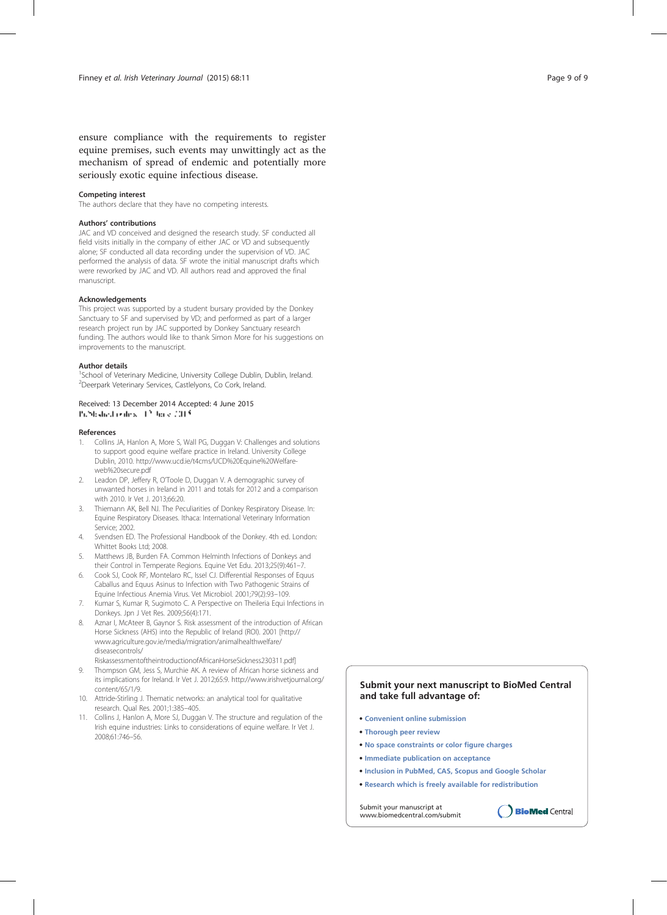ensure compliance with the requirements to register equine premises, such events may unwittingly act as the mechanism of spread of endemic and potentially more seriously exotic equine infectious disease.

#### Competing interest

The authors declare that they have no competing interests.

#### Authors' contributions

JAC and VD conceived and designed the research study. SF conducted all field visits initially in the company of either JAC or VD and subsequently alone; SF conducted all data recording under the supervision of VD. JAC performed the analysis of data. SF wrote the initial manuscript drafts which were reworked by JAC and VD. All authors read and approved the final manuscript.

#### Acknowledgements

This project was supported by a student bursary provided by the Donkey Sanctuary to SF and supervised by VD; and performed as part of a larger research project run by JAC supported by Donkey Sanctuary research funding. The authors would like to thank Simon More for his suggestions on improvements to the manuscript.

#### Author details

[1]School of Veterinary Medicine, University College Dublin, Dublin, Ireland. [2]Deerpark Veterinary Services, Castlelyons, Co Cork, Ireland.

Received: 13 December 2014 Accepted: 4 June 2015
Published online: 17 June 2015

#### References

1. Collins JA, Hanlon A, More S, Wall PG, Duggan V: Challenges and solutions to support good equine welfare practice in Ireland. University College Dublin, 2010. http://www.ucd.ie/t4cms/UCD%20Equine%20Welfare-web%20secure.pdf
2. Leadon DP, Jeffery R, O'Toole D, Duggan V. A demographic survey of unwanted horses in Ireland in 2011 and totals for 2012 and a comparison with 2010. Ir Vet J. 2013;66:20.
3. Thiemann AK, Bell NJ. The Peculiarities of Donkey Respiratory Disease. In: Equine Respiratory Diseases. Ithaca: International Veterinary Information Service; 2002.
4. Svendsen ED. The Professional Handbook of the Donkey. 4th ed. London: Whittet Books Ltd; 2008.
5. Matthews JB, Burden FA. Common Helminth Infections of Donkeys and their Control in Temperate Regions. Equine Vet Edu. 2013;25(9):461–7.
6. Cook SJ, Cook RF, Montelaro RC, Issel CJ. Differential Responses of Equus Caballus and Equus Asinus to Infection with Two Pathogenic Strains of Equine Infectious Anemia Virus. Vet Microbiol. 2001;79(2):93–109.
7. Kumar S, Kumar R, Sugimoto C. A Perspective on Theileria Equi Infections in Donkeys. Jpn J Vet Res. 2009;56(4):171.
8. Aznar I, McAteer B, Gaynor S. Risk assessment of the introduction of African Horse Sickness (AHS) into the Republic of Ireland (ROI). 2001 [http://www.agriculture.gov.ie/media/migration/animalhealthwelfare/diseasecontrols/RiskassessmentoftheintroductionofAfricanHorseSickness230311.pdf]
9. Thompson GM, Jess S, Murchie AK. A review of African horse sickness and its implications for Ireland. Ir Vet J. 2012;65:9. http://www.irishvetjournal.org/content/65/1/9.
10. Attride-Stirling J. Thematic networks: an analytical tool for qualitative research. Qual Res. 2001;1:385–405.
11. Collins J, Hanlon A, More SJ, Duggan V. The structure and regulation of the Irish equine industries: Links to considerations of equine welfare. Ir Vet J. 2008;61:746–56.

**Submit your next manuscript to BioMed Central and take full advantage of:**

- **Convenient online submission**
- **Thorough peer review**
- **No space constraints or color figure charges**
- **Immediate publication on acceptance**
- **Inclusion in PubMed, CAS, Scopus and Google Scholar**
- **Research which is freely available for redistribution**

Submit your manuscript at
www.biomedcentral.com/submit

BioMed Central